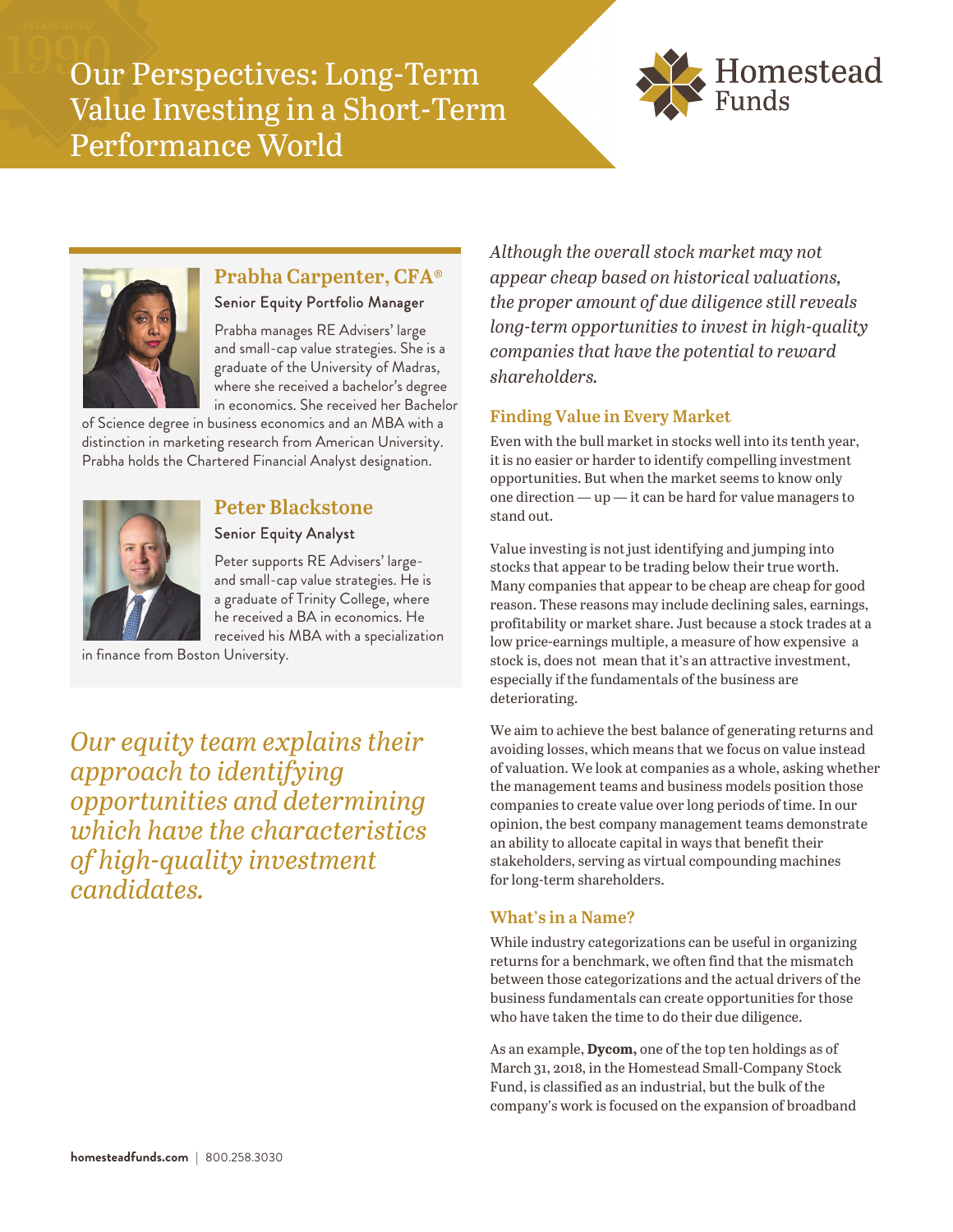# Our Perspectives: Long-Term Value Investing in a Short-Term Performance World

Homestead Funds

## Prabha Carpenter, CFA®

Senior Equity Portfolio Manager

Prabha manages RE Advisers' large and small-cap value strategies. She is a graduate of the University of Madras, where she received a bachelor's degree in economics. She received her Bachelor of Science degree in business economics and an MBA with a distinction in marketing research from American University. Prabha holds the Chartered Financial Analyst designation.

## Peter Blackstone

Senior Equity Analyst

Peter supports RE Advisers' large- and small-cap value strategies. He is a graduate of Trinity College, where he received a BA in economics. He received his MBA with a specialization in finance from Boston University.

*Our equity team explains their approach to identifying opportunities and determining which have the characteristics of high-quality investment candidates.*

*Although the overall stock market may not appear cheap based on historical valuations, the proper amount of due diligence still reveals long-term opportunities to invest in high-quality companies that have the potential to reward shareholders.*

### Finding Value in Every Market

Even with the bull market in stocks well into its tenth year, it is no easier or harder to identify compelling investment opportunities. But when the market seems to know only one direction — up — it can be hard for value managers to stand out.

Value investing is not just identifying and jumping into stocks that appear to be trading below their true worth. Many companies that appear to be cheap are cheap for good reason. These reasons may include declining sales, earnings, profitability or market share. Just because a stock trades at a low price-earnings multiple, a measure of how expensive a stock is, does not mean that it's an attractive investment, especially if the fundamentals of the business are deteriorating.

We aim to achieve the best balance of generating returns and avoiding losses, which means that we focus on value instead of valuation. We look at companies as a whole, asking whether the management teams and business models position those companies to create value over long periods of time. In our opinion, the best company management teams demonstrate an ability to allocate capital in ways that benefit their stakeholders, serving as virtual compounding machines for long-term shareholders.

### What's in a Name?

While industry categorizations can be useful in organizing returns for a benchmark, we often find that the mismatch between those categorizations and the actual drivers of the business fundamentals can create opportunities for those who have taken the time to do their due diligence.

As an example, **Dycom,** one of the top ten holdings as of March 31, 2018, in the Homestead Small-Company Stock Fund, is classified as an industrial, but the bulk of the company's work is focused on the expansion of broadband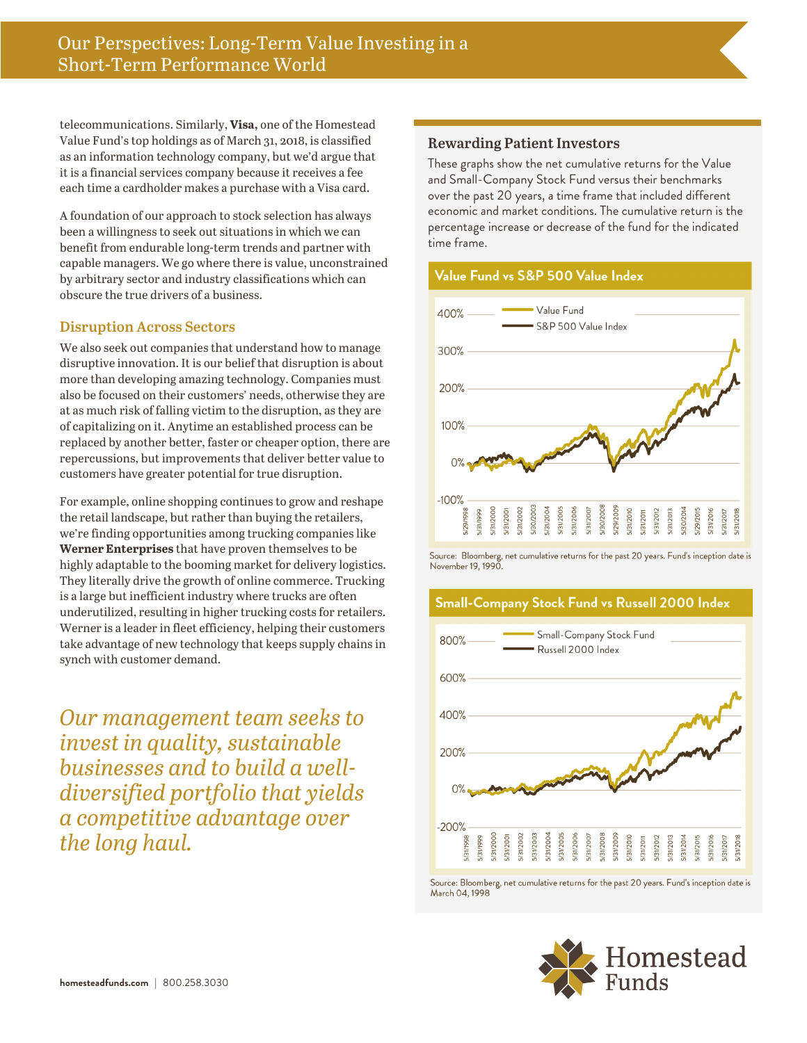telecommunications. Similarly, **Visa,** one of the Homestead Value Fund's top holdings as of March 31, 2018, is classified as an information technology company, but we'd argue that it is a financial services company because it receives a fee each time a cardholder makes a purchase with a Visa card.

A foundation of our approach to stock selection has always been a willingness to seek out situations in which we can benefit from endurable long-term trends and partner with capable managers. We go where there is value, unconstrained by arbitrary sector and industry classifications which can obscure the true drivers of a business.

## Disruption Across Sectors

We also seek out companies that understand how to manage disruptive innovation. It is our belief that disruption is about more than developing amazing technology. Companies must also be focused on their customers' needs, otherwise they are at as much risk of falling victim to the disruption, as they are of capitalizing on it. Anytime an established process can be replaced by another better, faster or cheaper option, there are repercussions, but improvements that deliver better value to customers have greater potential for true disruption.

For example, online shopping continues to grow and reshape the retail landscape, but rather than buying the retailers, we're finding opportunities among trucking companies like **Werner Enterprises** that have proven themselves to be highly adaptable to the booming market for delivery logistics. They literally drive the growth of online commerce. Trucking is a large but inefficient industry where trucks are often underutilized, resulting in higher trucking costs for retailers. Werner is a leader in fleet efficiency, helping their customers take advantage of new technology that keeps supply chains in synch with customer demand.

*Our management team seeks to invest in quality, sustainable businesses and to build a well-diversified portfolio that yields a competitive advantage over the long haul.*

### Rewarding Patient Investors

These graphs show the net cumulative returns for the Value and Small-Company Stock Fund versus their benchmarks over the past 20 years, a time frame that included different economic and market conditions. The cumulative return is the percentage increase or decrease of the fund for the indicated time frame.

**Value Fund vs S&P 500 Value Index**

Source: Bloomberg, net cumulative returns for the past 20 years. Fund's inception date is November 19, 1990.

**Small-Company Stock Fund vs Russell 2000 Index**

Source: Bloomberg, net cumulative returns for the past 20 years. Fund's inception date is March 04, 1998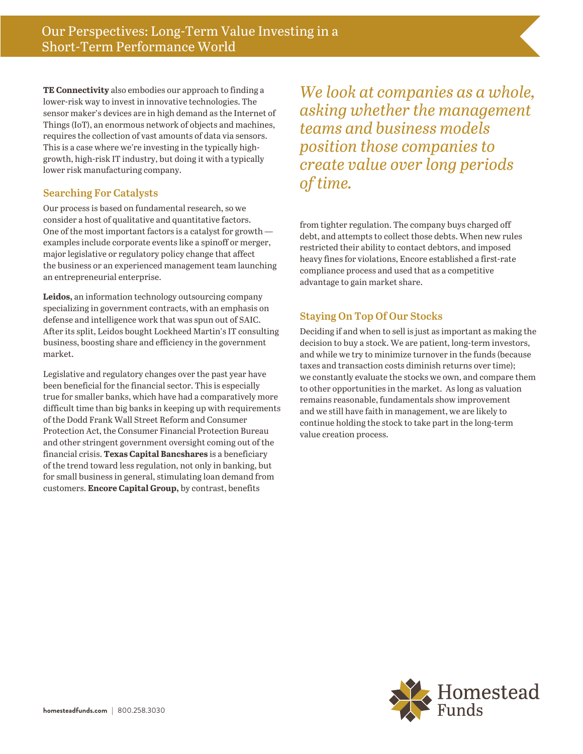**TE Connectivity** also embodies our approach to finding a lower-risk way to invest in innovative technologies. The sensor maker's devices are in high demand as the Internet of Things (IoT), an enormous network of objects and machines, requires the collection of vast amounts of data via sensors. This is a case where we're investing in the typically high-growth, high-risk IT industry, but doing it with a typically lower risk manufacturing company.

## Searching For Catalysts

Our process is based on fundamental research, so we consider a host of qualitative and quantitative factors. One of the most important factors is a catalyst for growth — examples include corporate events like a spinoff or merger, major legislative or regulatory policy change that affect the business or an experienced management team launching an entrepreneurial enterprise.

**Leidos,** an information technology outsourcing company specializing in government contracts, with an emphasis on defense and intelligence work that was spun out of SAIC. After its split, Leidos bought Lockheed Martin's IT consulting business, boosting share and efficiency in the government market.

Legislative and regulatory changes over the past year have been beneficial for the financial sector. This is especially true for smaller banks, which have had a comparatively more difficult time than big banks in keeping up with requirements of the Dodd Frank Wall Street Reform and Consumer Protection Act, the Consumer Financial Protection Bureau and other stringent government oversight coming out of the financial crisis. **Texas Capital Bancshares** is a beneficiary of the trend toward less regulation, not only in banking, but for small business in general, stimulating loan demand from customers. **Encore Capital Group,** by contrast, benefits from tighter regulation. The company buys charged off debt, and attempts to collect those debts. When new rules restricted their ability to contact debtors, and imposed heavy fines for violations, Encore established a first-rate compliance process and used that as a competitive advantage to gain market share.

*We look at companies as a whole, asking whether the management teams and business models position those companies to create value over long periods of time.*

## Staying On Top Of Our Stocks

Deciding if and when to sell is just as important as making the decision to buy a stock. We are patient, long-term investors, and while we try to minimize turnover in the funds (because taxes and transaction costs diminish returns over time); we constantly evaluate the stocks we own, and compare them to other opportunities in the market. As long as valuation remains reasonable, fundamentals show improvement and we still have faith in management, we are likely to continue holding the stock to take part in the long-term value creation process.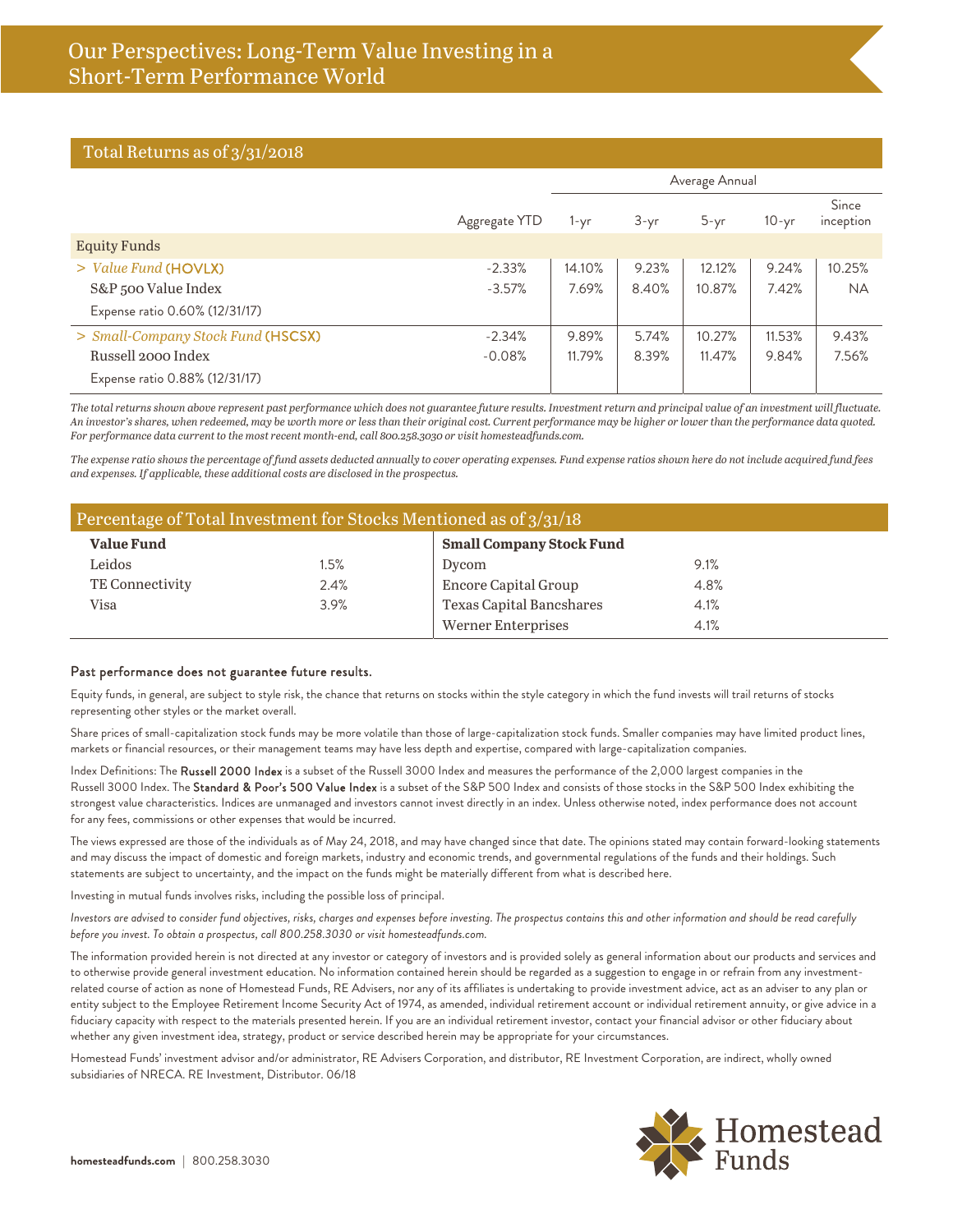# Our Perspectives: Long-Term Value Investing in a Short-Term Performance World

## Total Returns as of 3/31/2018

| | Aggregate YTD | Average Annual 1-yr | 3-yr | 5-yr | 10-yr | Since inception |
|---|---|---|---|---|---|---|
| **Equity Funds** | | | | | | |
| > *Value Fund* **(HOVLX)** | -2.33% | 14.10% | 9.23% | 12.12% | 9.24% | 10.25% |
| S&P 500 Value Index | -3.57% | 7.69% | 8.40% | 10.87% | 7.42% | NA |
| Expense ratio 0.60% (12/31/17) | | | | | | |
| > *Small-Company Stock Fund* **(HSCSX)** | -2.34% | 9.89% | 5.74% | 10.27% | 11.53% | 9.43% |
| Russell 2000 Index | -0.08% | 11.79% | 8.39% | 11.47% | 9.84% | 7.56% |
| Expense ratio 0.88% (12/31/17) | | | | | | |

*The total returns shown above represent past performance which does not guarantee future results. Investment return and principal value of an investment will fluctuate. An investor's shares, when redeemed, may be worth more or less than their original cost. Current performance may be higher or lower than the performance data quoted. For performance data current to the most recent month-end, call 800.258.3030 or visit homesteadfunds.com.*

*The expense ratio shows the percentage of fund assets deducted annually to cover operating expenses. Fund expense ratios shown here do not include acquired fund fees and expenses. If applicable, these additional costs are disclosed in the prospectus.*

## Percentage of Total Investment for Stocks Mentioned as of 3/31/18

| **Value Fund** | | **Small Company Stock Fund** | |
|---|---|---|---|
| Leidos | 1.5% | Dycom | 9.1% |
| TE Connectivity | 2.4% | Encore Capital Group | 4.8% |
| Visa | 3.9% | Texas Capital Bancshares | 4.1% |
| | | Werner Enterprises | 4.1% |

**Past performance does not guarantee future results.**

Equity funds, in general, are subject to style risk, the chance that returns on stocks within the style category in which the fund invests will trail returns of stocks representing other styles or the market overall.

Share prices of small-capitalization stock funds may be more volatile than those of large-capitalization stock funds. Smaller companies may have limited product lines, markets or financial resources, or their management teams may have less depth and expertise, compared with large-capitalization companies.

Index Definitions: The **Russell 2000 Index** is a subset of the Russell 3000 Index and measures the performance of the 2,000 largest companies in the Russell 3000 Index. The **Standard & Poor's 500 Value Index** is a subset of the S&P 500 Index and consists of those stocks in the S&P 500 Index exhibiting the strongest value characteristics. Indices are unmanaged and investors cannot invest directly in an index. Unless otherwise noted, index performance does not account for any fees, commissions or other expenses that would be incurred.

The views expressed are those of the individuals as of May 24, 2018, and may have changed since that date. The opinions stated may contain forward-looking statements and may discuss the impact of domestic and foreign markets, industry and economic trends, and governmental regulations of the funds and their holdings. Such statements are subject to uncertainty, and the impact on the funds might be materially different from what is described here.

Investing in mutual funds involves risks, including the possible loss of principal.

*Investors are advised to consider fund objectives, risks, charges and expenses before investing. The prospectus contains this and other information and should be read carefully before you invest. To obtain a prospectus, call 800.258.3030 or visit homesteadfunds.com.*

The information provided herein is not directed at any investor or category of investors and is provided solely as general information about our products and services and to otherwise provide general investment education. No information contained herein should be regarded as a suggestion to engage in or refrain from any investment-related course of action as none of Homestead Funds, RE Advisers, nor any of its affiliates is undertaking to provide investment advice, act as an adviser to any plan or entity subject to the Employee Retirement Income Security Act of 1974, as amended, individual retirement account or individual retirement annuity, or give advice in a fiduciary capacity with respect to the materials presented herein. If you are an individual retirement investor, contact your financial advisor or other fiduciary about whether any given investment idea, strategy, product or service described herein may be appropriate for your circumstances.

Homestead Funds' investment advisor and/or administrator, RE Advisers Corporation, and distributor, RE Investment Corporation, are indirect, wholly owned subsidiaries of NRECA. RE Investment, Distributor. 06/18

**homesteadfunds.com** | 800.258.3030

Homestead Funds